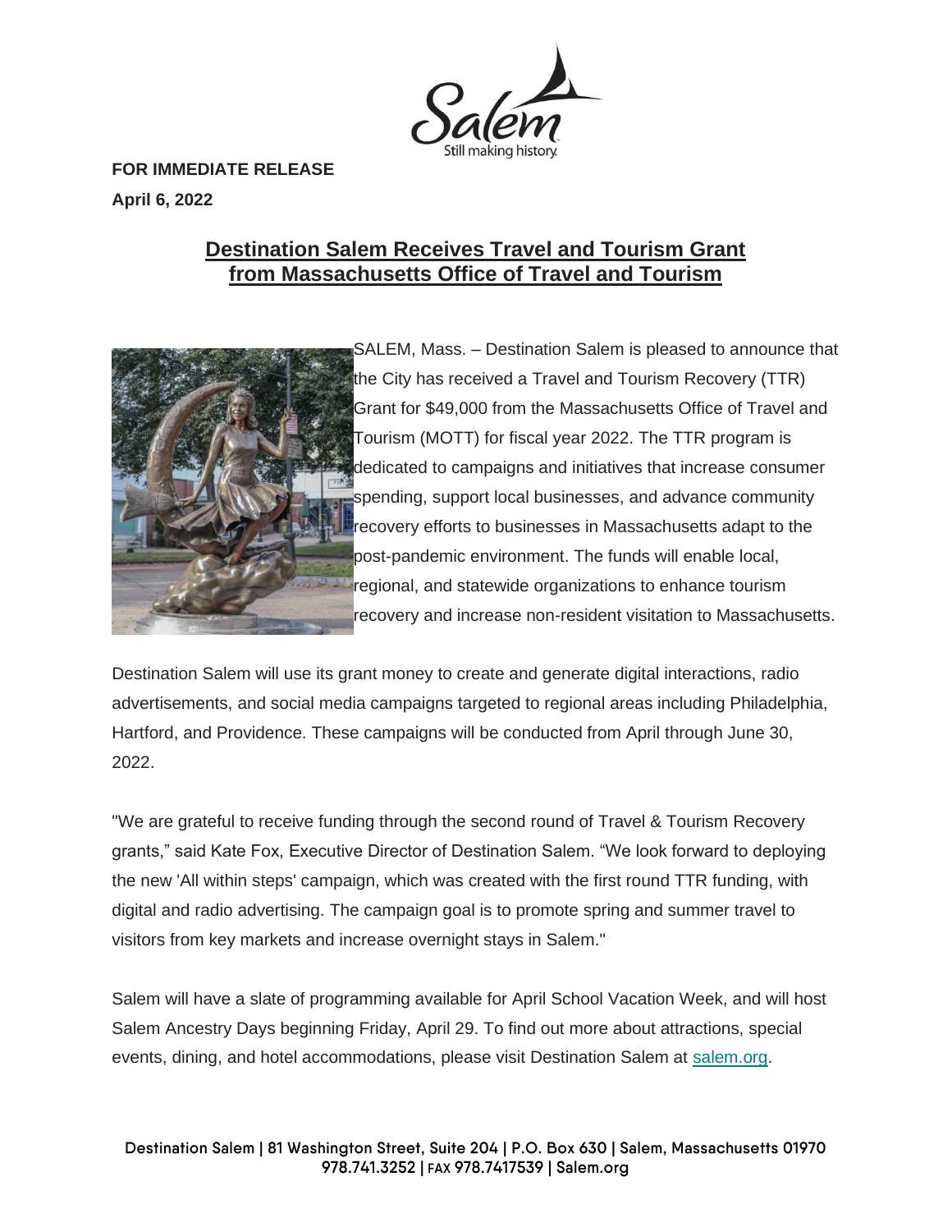**FOR IMMEDIATE RELEASE**

**April 6, 2022**

## Destination Salem Receives Travel and Tourism Grant from Massachusetts Office of Travel and Tourism

SALEM, Mass. – Destination Salem is pleased to announce that the City has received a Travel and Tourism Recovery (TTR) Grant for $49,000 from the Massachusetts Office of Travel and Tourism (MOTT) for fiscal year 2022. The TTR program is dedicated to campaigns and initiatives that increase consumer spending, support local businesses, and advance community recovery efforts to businesses in Massachusetts adapt to the post-pandemic environment. The funds will enable local, regional, and statewide organizations to enhance tourism recovery and increase non-resident visitation to Massachusetts.

Destination Salem will use its grant money to create and generate digital interactions, radio advertisements, and social media campaigns targeted to regional areas including Philadelphia, Hartford, and Providence. These campaigns will be conducted from April through June 30, 2022.

"We are grateful to receive funding through the second round of Travel & Tourism Recovery grants," said Kate Fox, Executive Director of Destination Salem. "We look forward to deploying the new 'All within steps' campaign, which was created with the first round TTR funding, with digital and radio advertising. The campaign goal is to promote spring and summer travel to visitors from key markets and increase overnight stays in Salem."

Salem will have a slate of programming available for April School Vacation Week, and will host Salem Ancestry Days beginning Friday, April 29. To find out more about attractions, special events, dining, and hotel accommodations, please visit Destination Salem at salem.org.

Destination Salem | 81 Washington Street, Suite 204 | P.O. Box 630 | Salem, Massachusetts 01970
978.741.3252 | FAX 978.7417539 | Salem.org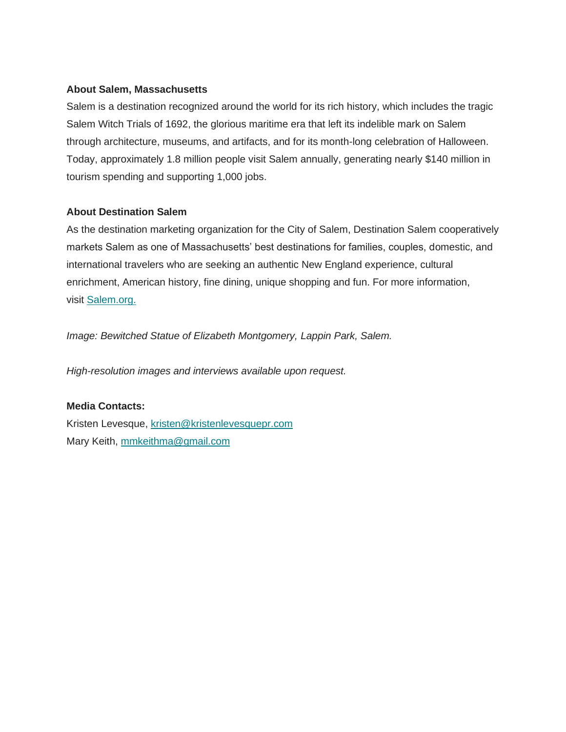**About Salem, Massachusetts**

Salem is a destination recognized around the world for its rich history, which includes the tragic Salem Witch Trials of 1692, the glorious maritime era that left its indelible mark on Salem through architecture, museums, and artifacts, and for its month-long celebration of Halloween. Today, approximately 1.8 million people visit Salem annually, generating nearly $140 million in tourism spending and supporting 1,000 jobs.

**About Destination Salem**

As the destination marketing organization for the City of Salem, Destination Salem cooperatively markets Salem as one of Massachusetts' best destinations for families, couples, domestic, and international travelers who are seeking an authentic New England experience, cultural enrichment, American history, fine dining, unique shopping and fun. For more information, visit Salem.org.

*Image: Bewitched Statue of Elizabeth Montgomery, Lappin Park, Salem.*

*High-resolution images and interviews available upon request.*

**Media Contacts:**

Kristen Levesque, kristen@kristenlevesquepr.com

Mary Keith, mmkeithma@gmail.com